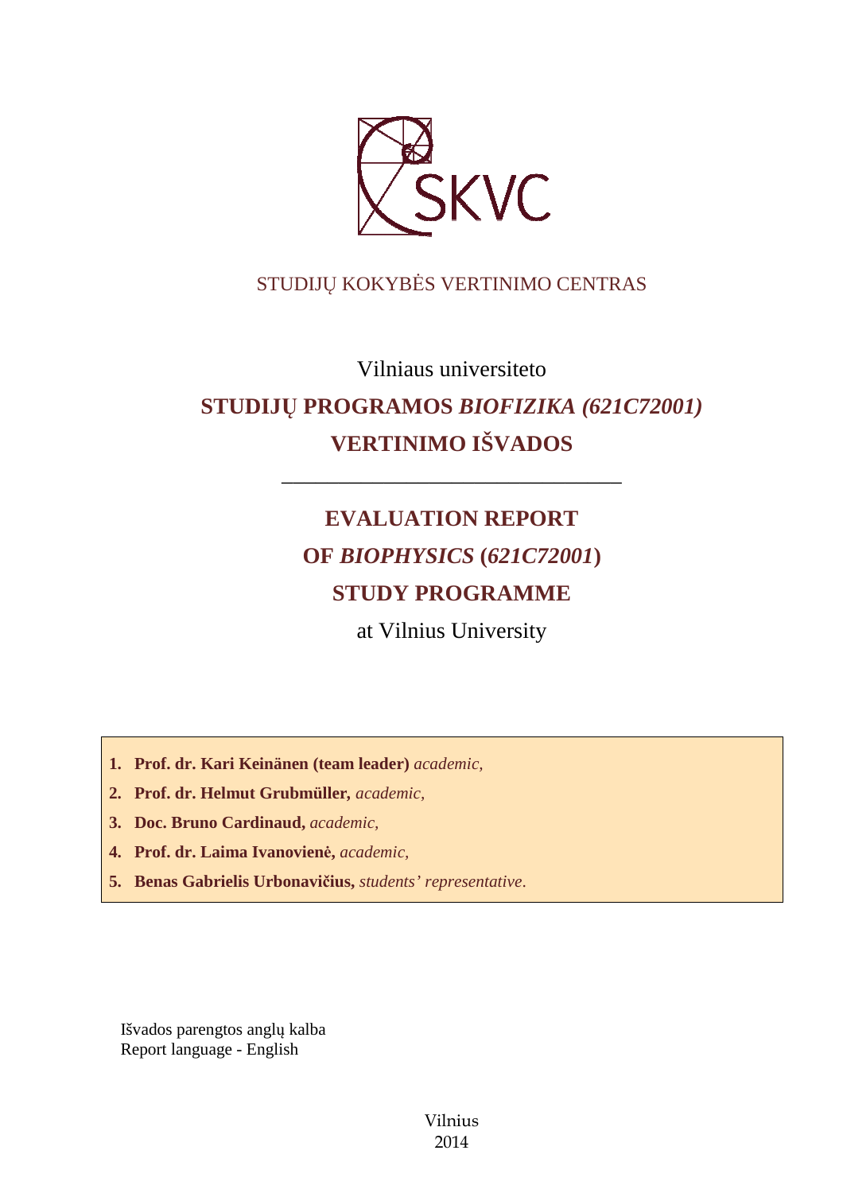SKVC

STUDIJŲ KOKYBĖS VERTINIMO CENTRAS

Vilniaus universiteto

# STUDIJŲ PROGRAMOS *BIOFIZIKA (621C72001)* VERTINIMO IŠVADOS

---

# EVALUATION REPORT OF *BIOPHYSICS* (*621C72001*) STUDY PROGRAMME

at Vilnius University

1. **Prof. dr. Kari Keinänen (team leader)** *academic,*
2. **Prof. dr. Helmut Grubmüller,** *academic,*
3. **Doc. Bruno Cardinaud,** *academic,*
4. **Prof. dr. Laima Ivanovienė,** *academic,*
5. **Benas Gabrielis Urbonavičius,** *students' representative.*

Išvados parengtos anglų kalba
Report language - English

Vilnius
2014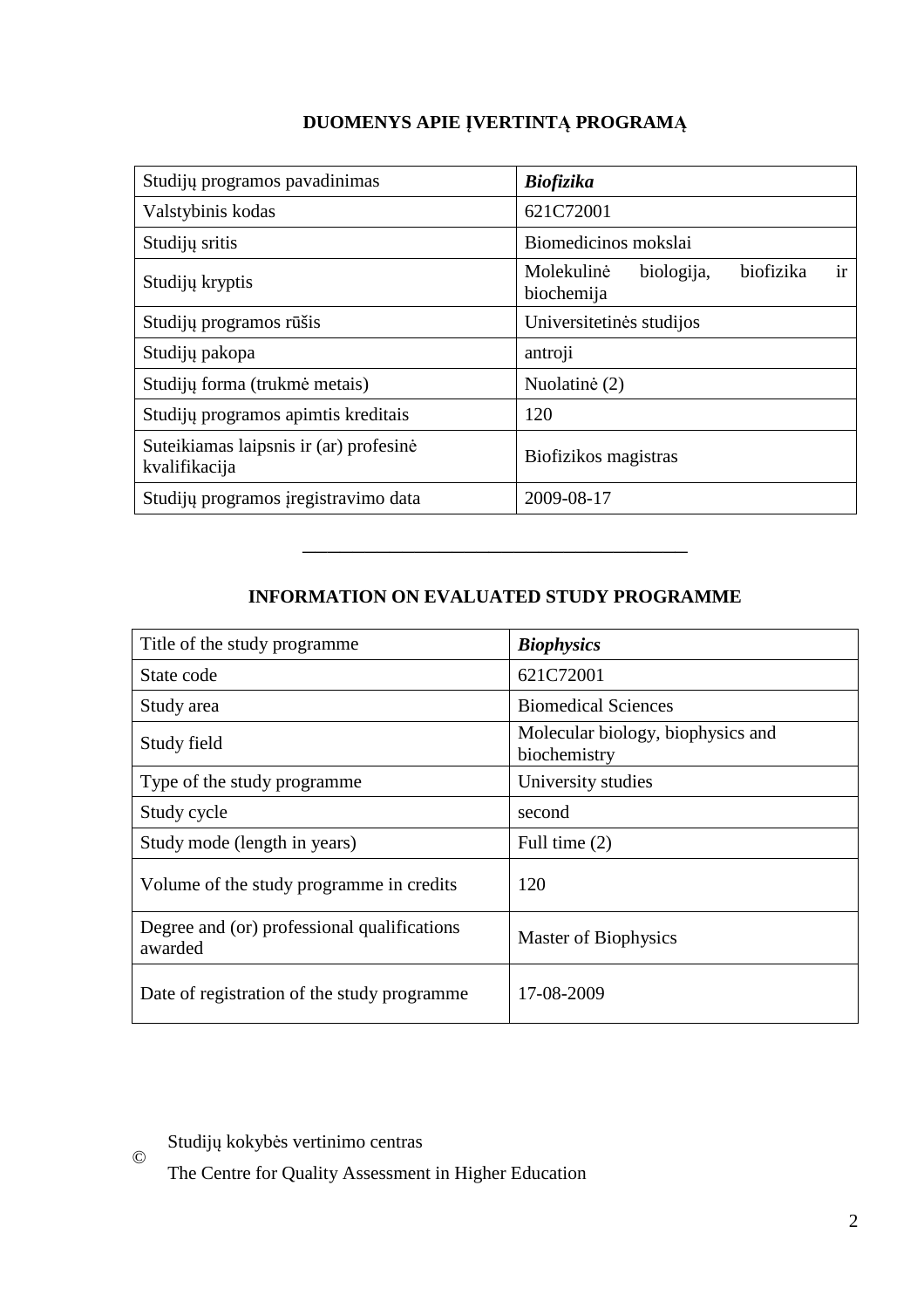# DUOMENYS APIE ĮVERTINTĄ PROGRAMĄ

| Studijų programos pavadinimas | ***Biofizika*** |
|---|---|
| Valstybinis kodas | 621C72001 |
| Studijų sritis | Biomedicinos mokslai |
| Studijų kryptis | Molekulinė biologija, biofizika ir biochemija |
| Studijų programos rūšis | Universitetinės studijos |
| Studijų pakopa | antroji |
| Studijų forma (trukmė metais) | Nuolatinė (2) |
| Studijų programos apimtis kreditais | 120 |
| Suteikiamas laipsnis ir (ar) profesinė kvalifikacija | Biofizikos magistras |
| Studijų programos įregistravimo data | 2009-08-17 |

---

# INFORMATION ON EVALUATED STUDY PROGRAMME

| Title of the study programme | ***Biophysics*** |
|---|---|
| State code | 621C72001 |
| Study area | Biomedical Sciences |
| Study field | Molecular biology, biophysics and biochemistry |
| Type of the study programme | University studies |
| Study cycle | second |
| Study mode (length in years) | Full time (2) |
| Volume of the study programme in credits | 120 |
| Degree and (or) professional qualifications awarded | Master of Biophysics |
| Date of registration of the study programme | 17-08-2009 |

© Studijų kokybės vertinimo centras

The Centre for Quality Assessment in Higher Education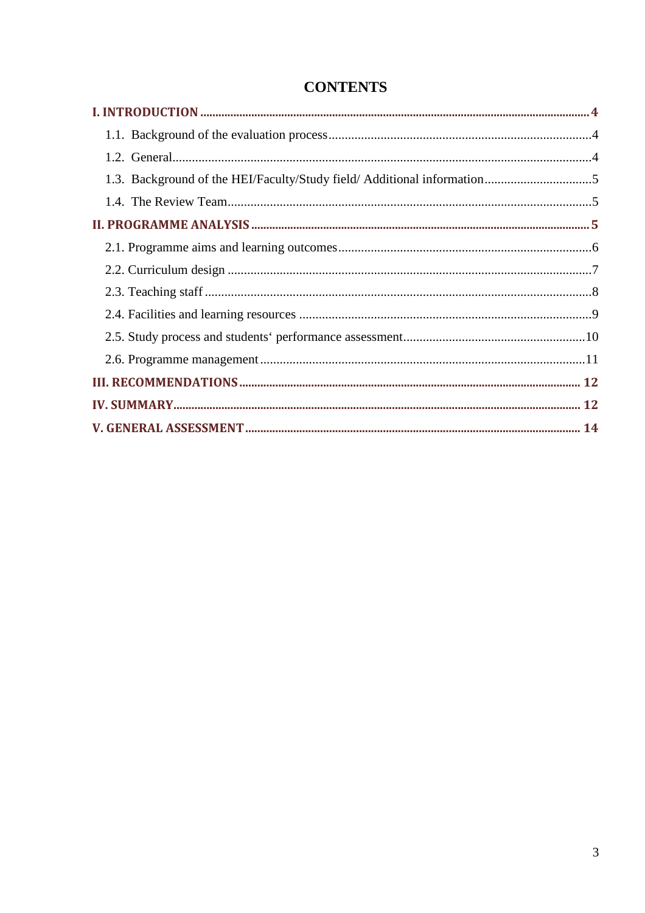# CONTENTS

**I. INTRODUCTION** ........ **4**

1.1. Background of the evaluation process ........ 4

1.2. General ........ 4

1.3. Background of the HEI/Faculty/Study field/ Additional information ........ 5

1.4. The Review Team ........ 5

**II. PROGRAMME ANALYSIS** ........ **5**

2.1. Programme aims and learning outcomes ........ 6

2.2. Curriculum design ........ 7

2.3. Teaching staff ........ 8

2.4. Facilities and learning resources ........ 9

2.5. Study process and students‘ performance assessment ........ 10

2.6. Programme management ........ 11

**III. RECOMMENDATIONS** ........ **12**

**IV. SUMMARY** ........ **12**

**V. GENERAL ASSESSMENT** ........ **14**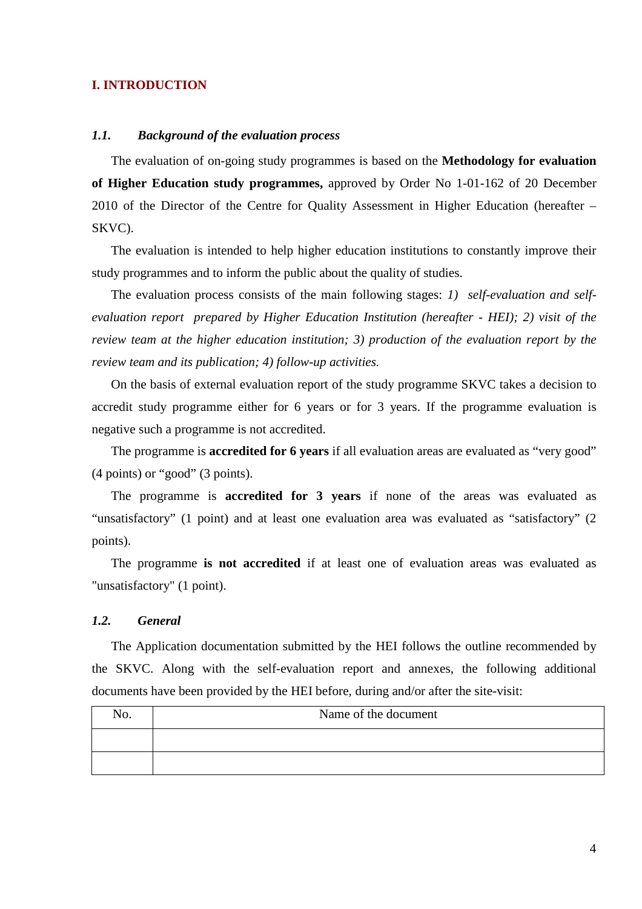## I. INTRODUCTION

### *1.1. Background of the evaluation process*

The evaluation of on-going study programmes is based on the **Methodology for evaluation of Higher Education study programmes,** approved by Order No 1-01-162 of 20 December 2010 of the Director of the Centre for Quality Assessment in Higher Education (hereafter – SKVC).

The evaluation is intended to help higher education institutions to constantly improve their study programmes and to inform the public about the quality of studies.

The evaluation process consists of the main following stages: *1) self-evaluation and self-evaluation report prepared by Higher Education Institution (hereafter - HEI); 2) visit of the review team at the higher education institution; 3) production of the evaluation report by the review team and its publication; 4) follow-up activities.*

On the basis of external evaluation report of the study programme SKVC takes a decision to accredit study programme either for 6 years or for 3 years. If the programme evaluation is negative such a programme is not accredited.

The programme is **accredited for 6 years** if all evaluation areas are evaluated as "very good" (4 points) or "good" (3 points).

The programme is **accredited for 3 years** if none of the areas was evaluated as "unsatisfactory" (1 point) and at least one evaluation area was evaluated as "satisfactory" (2 points).

The programme **is not accredited** if at least one of evaluation areas was evaluated as "unsatisfactory" (1 point).

### *1.2. General*

The Application documentation submitted by the HEI follows the outline recommended by the SKVC. Along with the self-evaluation report and annexes, the following additional documents have been provided by the HEI before, during and/or after the site-visit:

| No. | Name of the document |
|---|---|
| | |
| | |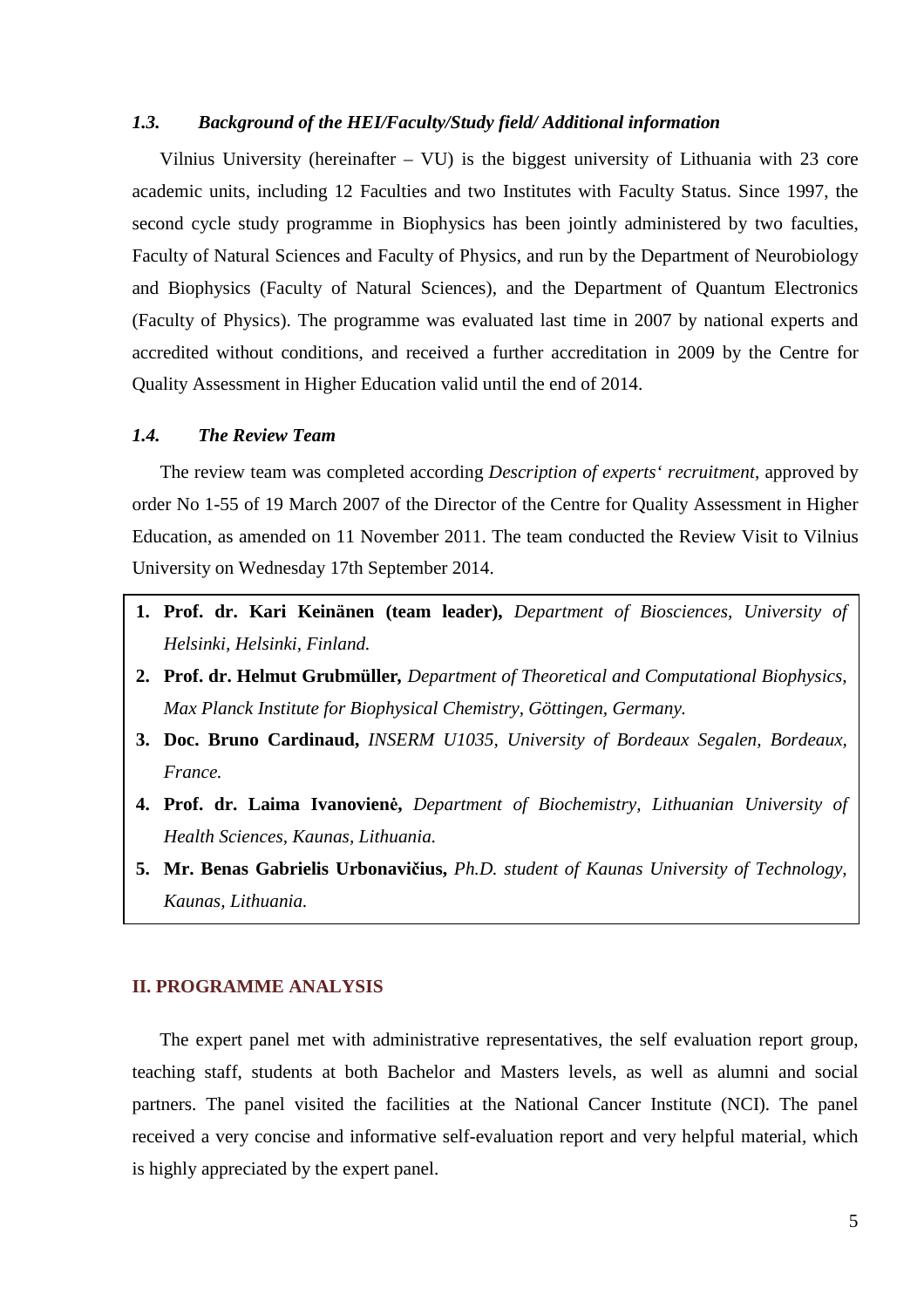### *1.3. Background of the HEI/Faculty/Study field/ Additional information*

Vilnius University (hereinafter – VU) is the biggest university of Lithuania with 23 core academic units, including 12 Faculties and two Institutes with Faculty Status. Since 1997, the second cycle study programme in Biophysics has been jointly administered by two faculties, Faculty of Natural Sciences and Faculty of Physics, and run by the Department of Neurobiology and Biophysics (Faculty of Natural Sciences), and the Department of Quantum Electronics (Faculty of Physics). The programme was evaluated last time in 2007 by national experts and accredited without conditions, and received a further accreditation in 2009 by the Centre for Quality Assessment in Higher Education valid until the end of 2014.

### *1.4. The Review Team*

The review team was completed according *Description of experts‘ recruitment*, approved by order No 1-55 of 19 March 2007 of the Director of the Centre for Quality Assessment in Higher Education, as amended on 11 November 2011. The team conducted the Review Visit to Vilnius University on Wednesday 17th September 2014.

1. **Prof. dr. Kari Keinänen (team leader),** *Department of Biosciences, University of Helsinki, Helsinki, Finland.*
2. **Prof. dr. Helmut Grubmüller,** *Department of Theoretical and Computational Biophysics, Max Planck Institute for Biophysical Chemistry, Göttingen, Germany.*
3. **Doc. Bruno Cardinaud,** *INSERM U1035, University of Bordeaux Segalen, Bordeaux, France.*
4. **Prof. dr. Laima Ivanovienė,** *Department of Biochemistry, Lithuanian University of Health Sciences, Kaunas, Lithuania.*
5. **Mr. Benas Gabrielis Urbonavičius,** *Ph.D. student of Kaunas University of Technology, Kaunas, Lithuania.*

## II. PROGRAMME ANALYSIS

The expert panel met with administrative representatives, the self evaluation report group, teaching staff, students at both Bachelor and Masters levels, as well as alumni and social partners. The panel visited the facilities at the National Cancer Institute (NCI). The panel received a very concise and informative self-evaluation report and very helpful material, which is highly appreciated by the expert panel.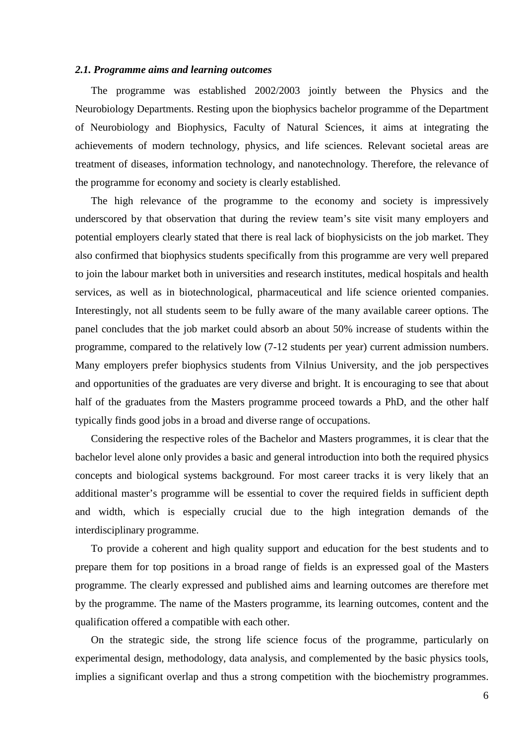### *2.1. Programme aims and learning outcomes*

The programme was established 2002/2003 jointly between the Physics and the Neurobiology Departments. Resting upon the biophysics bachelor programme of the Department of Neurobiology and Biophysics, Faculty of Natural Sciences, it aims at integrating the achievements of modern technology, physics, and life sciences. Relevant societal areas are treatment of diseases, information technology, and nanotechnology. Therefore, the relevance of the programme for economy and society is clearly established.

The high relevance of the programme to the economy and society is impressively underscored by that observation that during the review team's site visit many employers and potential employers clearly stated that there is real lack of biophysicists on the job market. They also confirmed that biophysics students specifically from this programme are very well prepared to join the labour market both in universities and research institutes, medical hospitals and health services, as well as in biotechnological, pharmaceutical and life science oriented companies. Interestingly, not all students seem to be fully aware of the many available career options. The panel concludes that the job market could absorb an about 50% increase of students within the programme, compared to the relatively low (7-12 students per year) current admission numbers. Many employers prefer biophysics students from Vilnius University, and the job perspectives and opportunities of the graduates are very diverse and bright. It is encouraging to see that about half of the graduates from the Masters programme proceed towards a PhD, and the other half typically finds good jobs in a broad and diverse range of occupations.

Considering the respective roles of the Bachelor and Masters programmes, it is clear that the bachelor level alone only provides a basic and general introduction into both the required physics concepts and biological systems background. For most career tracks it is very likely that an additional master's programme will be essential to cover the required fields in sufficient depth and width, which is especially crucial due to the high integration demands of the interdisciplinary programme.

To provide a coherent and high quality support and education for the best students and to prepare them for top positions in a broad range of fields is an expressed goal of the Masters programme. The clearly expressed and published aims and learning outcomes are therefore met by the programme. The name of the Masters programme, its learning outcomes, content and the qualification offered a compatible with each other.

On the strategic side, the strong life science focus of the programme, particularly on experimental design, methodology, data analysis, and complemented by the basic physics tools, implies a significant overlap and thus a strong competition with the biochemistry programmes.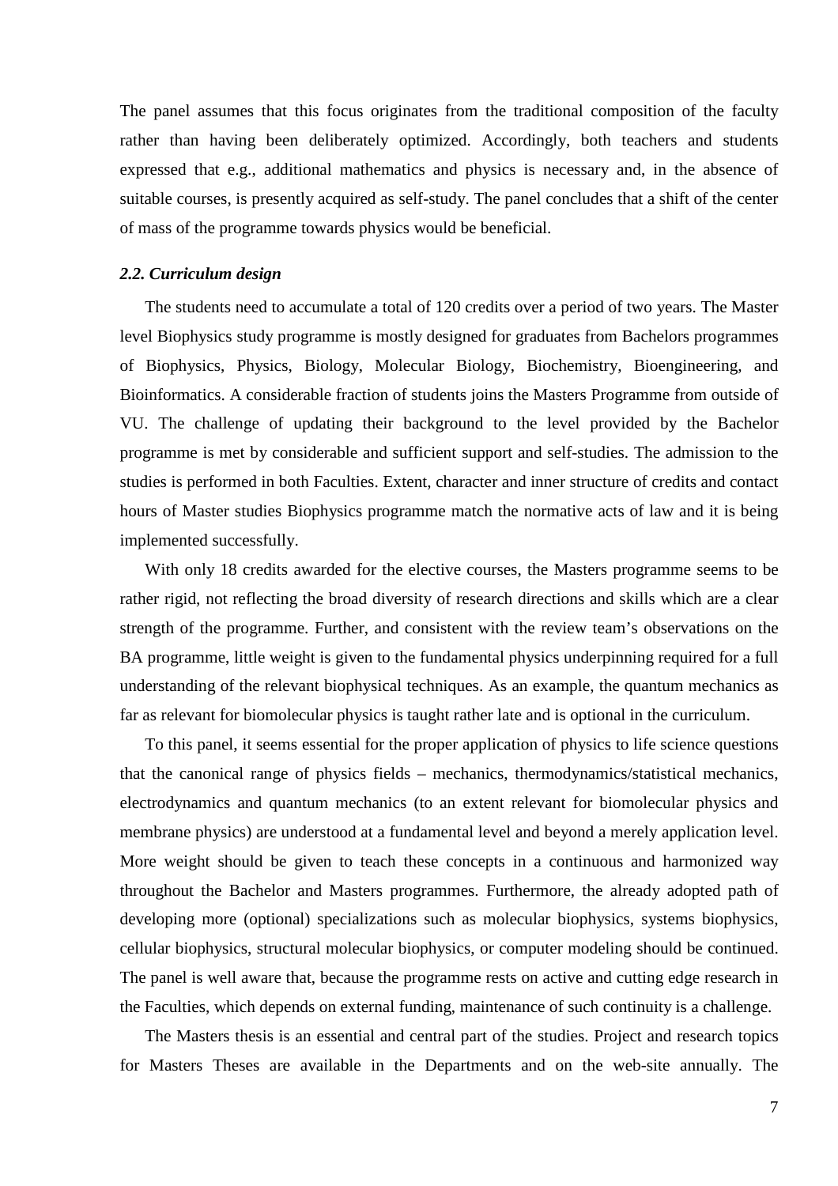The panel assumes that this focus originates from the traditional composition of the faculty rather than having been deliberately optimized. Accordingly, both teachers and students expressed that e.g., additional mathematics and physics is necessary and, in the absence of suitable courses, is presently acquired as self-study. The panel concludes that a shift of the center of mass of the programme towards physics would be beneficial.

### *2.2. Curriculum design*

The students need to accumulate a total of 120 credits over a period of two years. The Master level Biophysics study programme is mostly designed for graduates from Bachelors programmes of Biophysics, Physics, Biology, Molecular Biology, Biochemistry, Bioengineering, and Bioinformatics. A considerable fraction of students joins the Masters Programme from outside of VU. The challenge of updating their background to the level provided by the Bachelor programme is met by considerable and sufficient support and self-studies. The admission to the studies is performed in both Faculties. Extent, character and inner structure of credits and contact hours of Master studies Biophysics programme match the normative acts of law and it is being implemented successfully.

With only 18 credits awarded for the elective courses, the Masters programme seems to be rather rigid, not reflecting the broad diversity of research directions and skills which are a clear strength of the programme. Further, and consistent with the review team's observations on the BA programme, little weight is given to the fundamental physics underpinning required for a full understanding of the relevant biophysical techniques. As an example, the quantum mechanics as far as relevant for biomolecular physics is taught rather late and is optional in the curriculum.

To this panel, it seems essential for the proper application of physics to life science questions that the canonical range of physics fields – mechanics, thermodynamics/statistical mechanics, electrodynamics and quantum mechanics (to an extent relevant for biomolecular physics and membrane physics) are understood at a fundamental level and beyond a merely application level. More weight should be given to teach these concepts in a continuous and harmonized way throughout the Bachelor and Masters programmes. Furthermore, the already adopted path of developing more (optional) specializations such as molecular biophysics, systems biophysics, cellular biophysics, structural molecular biophysics, or computer modeling should be continued. The panel is well aware that, because the programme rests on active and cutting edge research in the Faculties, which depends on external funding, maintenance of such continuity is a challenge.

The Masters thesis is an essential and central part of the studies. Project and research topics for Masters Theses are available in the Departments and on the web-site annually. The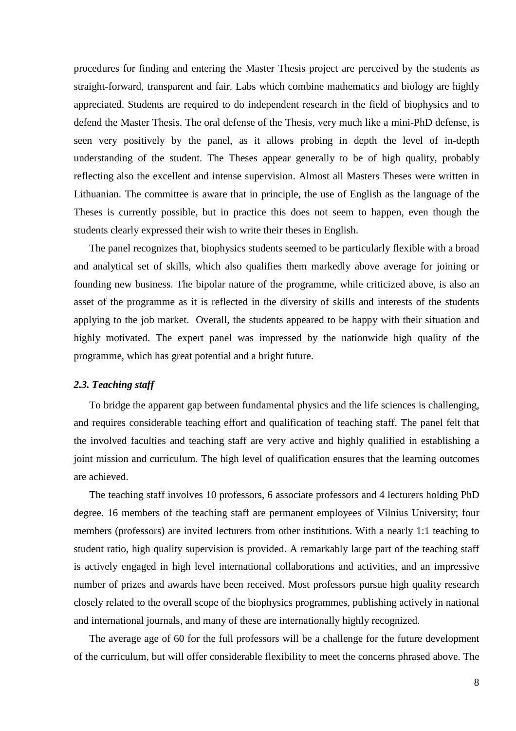procedures for finding and entering the Master Thesis project are perceived by the students as straight-forward, transparent and fair. Labs which combine mathematics and biology are highly appreciated. Students are required to do independent research in the field of biophysics and to defend the Master Thesis. The oral defense of the Thesis, very much like a mini-PhD defense, is seen very positively by the panel, as it allows probing in depth the level of in-depth understanding of the student. The Theses appear generally to be of high quality, probably reflecting also the excellent and intense supervision. Almost all Masters Theses were written in Lithuanian. The committee is aware that in principle, the use of English as the language of the Theses is currently possible, but in practice this does not seem to happen, even though the students clearly expressed their wish to write their theses in English.

The panel recognizes that, biophysics students seemed to be particularly flexible with a broad and analytical set of skills, which also qualifies them markedly above average for joining or founding new business. The bipolar nature of the programme, while criticized above, is also an asset of the programme as it is reflected in the diversity of skills and interests of the students applying to the job market. Overall, the students appeared to be happy with their situation and highly motivated. The expert panel was impressed by the nationwide high quality of the programme, which has great potential and a bright future.

### *2.3. Teaching staff*

To bridge the apparent gap between fundamental physics and the life sciences is challenging, and requires considerable teaching effort and qualification of teaching staff. The panel felt that the involved faculties and teaching staff are very active and highly qualified in establishing a joint mission and curriculum. The high level of qualification ensures that the learning outcomes are achieved.

The teaching staff involves 10 professors, 6 associate professors and 4 lecturers holding PhD degree. 16 members of the teaching staff are permanent employees of Vilnius University; four members (professors) are invited lecturers from other institutions. With a nearly 1:1 teaching to student ratio, high quality supervision is provided. A remarkably large part of the teaching staff is actively engaged in high level international collaborations and activities, and an impressive number of prizes and awards have been received. Most professors pursue high quality research closely related to the overall scope of the biophysics programmes, publishing actively in national and international journals, and many of these are internationally highly recognized.

The average age of 60 for the full professors will be a challenge for the future development of the curriculum, but will offer considerable flexibility to meet the concerns phrased above. The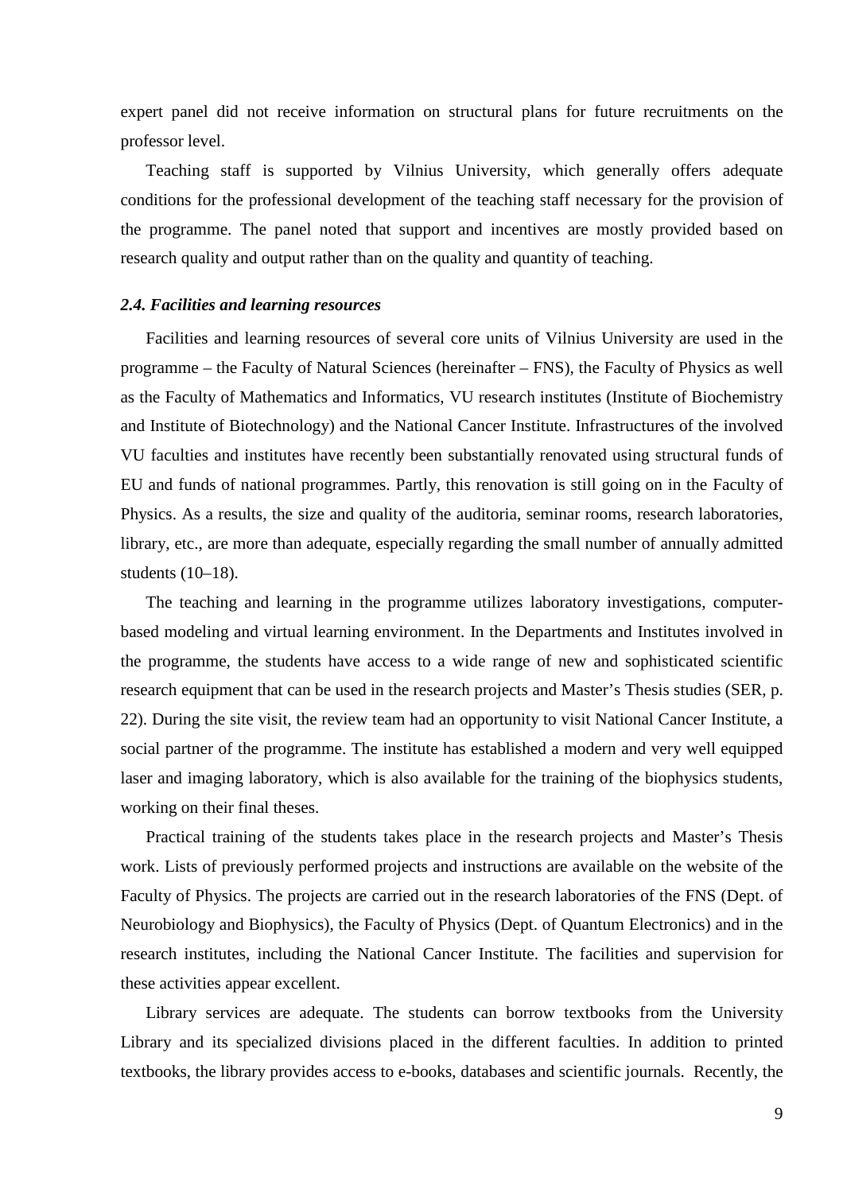expert panel did not receive information on structural plans for future recruitments on the professor level.

Teaching staff is supported by Vilnius University, which generally offers adequate conditions for the professional development of the teaching staff necessary for the provision of the programme. The panel noted that support and incentives are mostly provided based on research quality and output rather than on the quality and quantity of teaching.

### *2.4. Facilities and learning resources*

Facilities and learning resources of several core units of Vilnius University are used in the programme – the Faculty of Natural Sciences (hereinafter – FNS), the Faculty of Physics as well as the Faculty of Mathematics and Informatics, VU research institutes (Institute of Biochemistry and Institute of Biotechnology) and the National Cancer Institute. Infrastructures of the involved VU faculties and institutes have recently been substantially renovated using structural funds of EU and funds of national programmes. Partly, this renovation is still going on in the Faculty of Physics. As a results, the size and quality of the auditoria, seminar rooms, research laboratories, library, etc., are more than adequate, especially regarding the small number of annually admitted students (10–18).

The teaching and learning in the programme utilizes laboratory investigations, computer-based modeling and virtual learning environment. In the Departments and Institutes involved in the programme, the students have access to a wide range of new and sophisticated scientific research equipment that can be used in the research projects and Master's Thesis studies (SER, p. 22). During the site visit, the review team had an opportunity to visit National Cancer Institute, a social partner of the programme. The institute has established a modern and very well equipped laser and imaging laboratory, which is also available for the training of the biophysics students, working on their final theses.

Practical training of the students takes place in the research projects and Master's Thesis work. Lists of previously performed projects and instructions are available on the website of the Faculty of Physics. The projects are carried out in the research laboratories of the FNS (Dept. of Neurobiology and Biophysics), the Faculty of Physics (Dept. of Quantum Electronics) and in the research institutes, including the National Cancer Institute. The facilities and supervision for these activities appear excellent.

Library services are adequate. The students can borrow textbooks from the University Library and its specialized divisions placed in the different faculties. In addition to printed textbooks, the library provides access to e-books, databases and scientific journals. Recently, the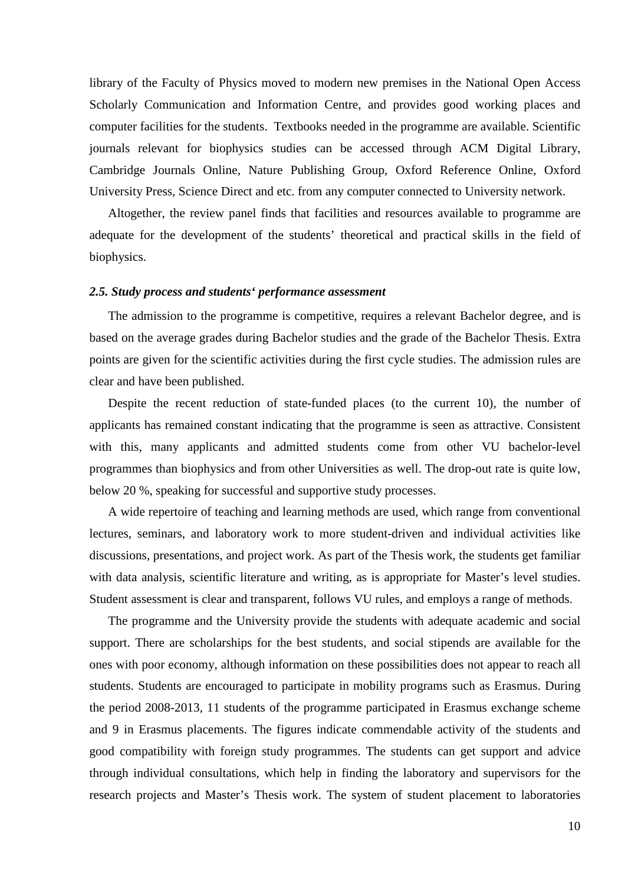library of the Faculty of Physics moved to modern new premises in the National Open Access Scholarly Communication and Information Centre, and provides good working places and computer facilities for the students. Textbooks needed in the programme are available. Scientific journals relevant for biophysics studies can be accessed through ACM Digital Library, Cambridge Journals Online, Nature Publishing Group, Oxford Reference Online, Oxford University Press, Science Direct and etc. from any computer connected to University network.

Altogether, the review panel finds that facilities and resources available to programme are adequate for the development of the students' theoretical and practical skills in the field of biophysics.

### *2.5. Study process and students' performance assessment*

The admission to the programme is competitive, requires a relevant Bachelor degree, and is based on the average grades during Bachelor studies and the grade of the Bachelor Thesis. Extra points are given for the scientific activities during the first cycle studies. The admission rules are clear and have been published.

Despite the recent reduction of state-funded places (to the current 10), the number of applicants has remained constant indicating that the programme is seen as attractive. Consistent with this, many applicants and admitted students come from other VU bachelor-level programmes than biophysics and from other Universities as well. The drop-out rate is quite low, below 20 %, speaking for successful and supportive study processes.

A wide repertoire of teaching and learning methods are used, which range from conventional lectures, seminars, and laboratory work to more student-driven and individual activities like discussions, presentations, and project work. As part of the Thesis work, the students get familiar with data analysis, scientific literature and writing, as is appropriate for Master's level studies. Student assessment is clear and transparent, follows VU rules, and employs a range of methods.

The programme and the University provide the students with adequate academic and social support. There are scholarships for the best students, and social stipends are available for the ones with poor economy, although information on these possibilities does not appear to reach all students. Students are encouraged to participate in mobility programs such as Erasmus. During the period 2008-2013, 11 students of the programme participated in Erasmus exchange scheme and 9 in Erasmus placements. The figures indicate commendable activity of the students and good compatibility with foreign study programmes. The students can get support and advice through individual consultations, which help in finding the laboratory and supervisors for the research projects and Master's Thesis work. The system of student placement to laboratories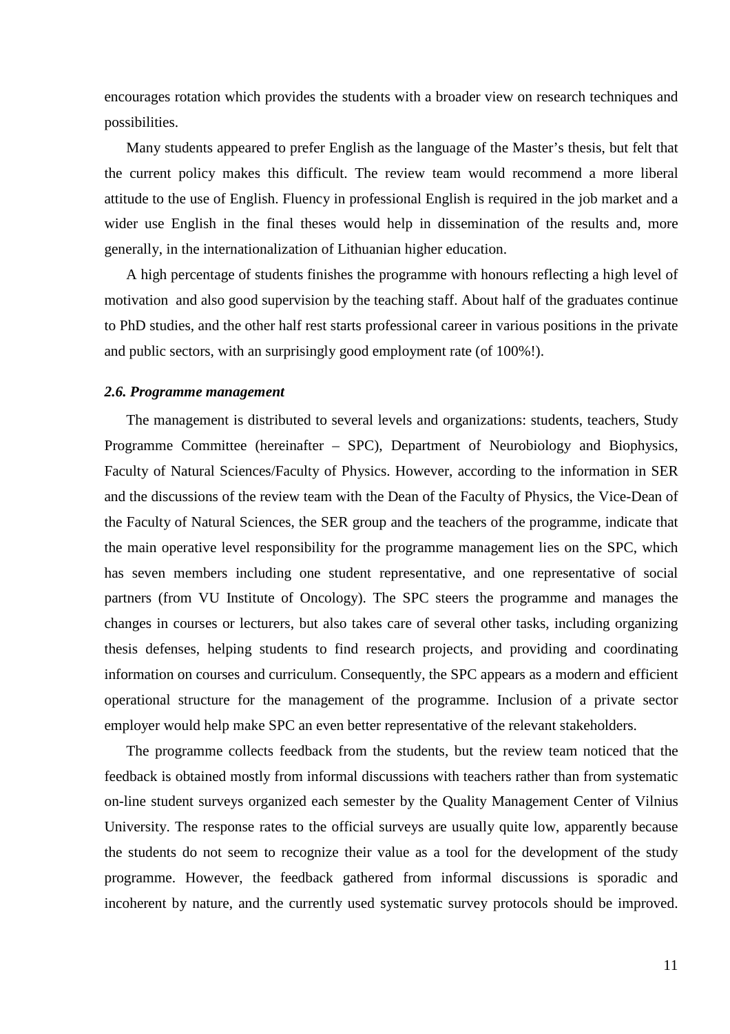encourages rotation which provides the students with a broader view on research techniques and possibilities.

Many students appeared to prefer English as the language of the Master's thesis, but felt that the current policy makes this difficult. The review team would recommend a more liberal attitude to the use of English. Fluency in professional English is required in the job market and a wider use English in the final theses would help in dissemination of the results and, more generally, in the internationalization of Lithuanian higher education.

A high percentage of students finishes the programme with honours reflecting a high level of motivation and also good supervision by the teaching staff. About half of the graduates continue to PhD studies, and the other half rest starts professional career in various positions in the private and public sectors, with an surprisingly good employment rate (of 100%!).

### *2.6. Programme management*

The management is distributed to several levels and organizations: students, teachers, Study Programme Committee (hereinafter – SPC), Department of Neurobiology and Biophysics, Faculty of Natural Sciences/Faculty of Physics. However, according to the information in SER and the discussions of the review team with the Dean of the Faculty of Physics, the Vice-Dean of the Faculty of Natural Sciences, the SER group and the teachers of the programme, indicate that the main operative level responsibility for the programme management lies on the SPC, which has seven members including one student representative, and one representative of social partners (from VU Institute of Oncology). The SPC steers the programme and manages the changes in courses or lecturers, but also takes care of several other tasks, including organizing thesis defenses, helping students to find research projects, and providing and coordinating information on courses and curriculum. Consequently, the SPC appears as a modern and efficient operational structure for the management of the programme. Inclusion of a private sector employer would help make SPC an even better representative of the relevant stakeholders.

The programme collects feedback from the students, but the review team noticed that the feedback is obtained mostly from informal discussions with teachers rather than from systematic on-line student surveys organized each semester by the Quality Management Center of Vilnius University. The response rates to the official surveys are usually quite low, apparently because the students do not seem to recognize their value as a tool for the development of the study programme. However, the feedback gathered from informal discussions is sporadic and incoherent by nature, and the currently used systematic survey protocols should be improved.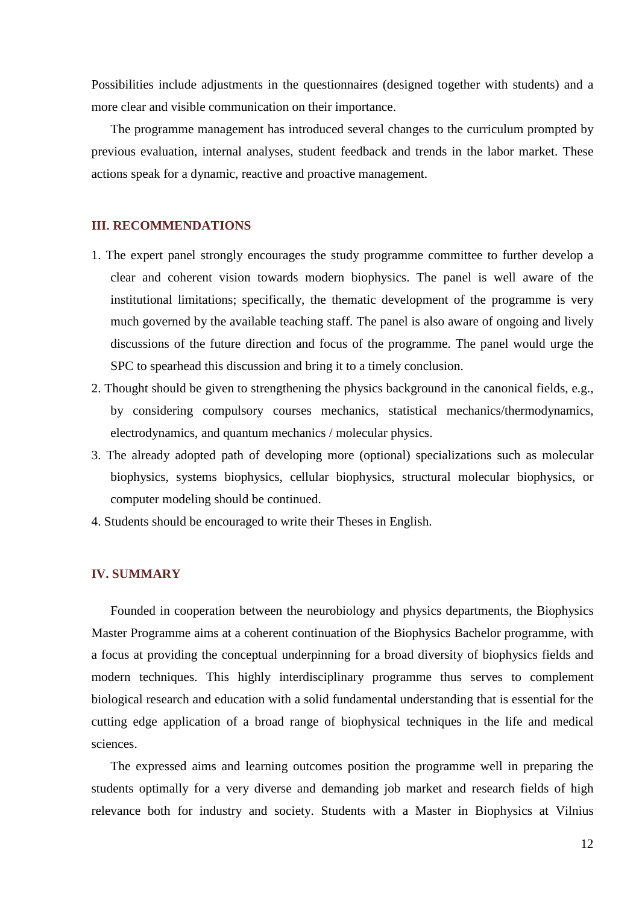Possibilities include adjustments in the questionnaires (designed together with students) and a more clear and visible communication on their importance.

The programme management has introduced several changes to the curriculum prompted by previous evaluation, internal analyses, student feedback and trends in the labor market. These actions speak for a dynamic, reactive and proactive management.

## III. RECOMMENDATIONS

1. The expert panel strongly encourages the study programme committee to further develop a clear and coherent vision towards modern biophysics. The panel is well aware of the institutional limitations; specifically, the thematic development of the programme is very much governed by the available teaching staff. The panel is also aware of ongoing and lively discussions of the future direction and focus of the programme. The panel would urge the SPC to spearhead this discussion and bring it to a timely conclusion.
2. Thought should be given to strengthening the physics background in the canonical fields, e.g., by considering compulsory courses mechanics, statistical mechanics/thermodynamics, electrodynamics, and quantum mechanics / molecular physics.
3. The already adopted path of developing more (optional) specializations such as molecular biophysics, systems biophysics, cellular biophysics, structural molecular biophysics, or computer modeling should be continued.
4. Students should be encouraged to write their Theses in English.

## IV. SUMMARY

Founded in cooperation between the neurobiology and physics departments, the Biophysics Master Programme aims at a coherent continuation of the Biophysics Bachelor programme, with a focus at providing the conceptual underpinning for a broad diversity of biophysics fields and modern techniques. This highly interdisciplinary programme thus serves to complement biological research and education with a solid fundamental understanding that is essential for the cutting edge application of a broad range of biophysical techniques in the life and medical sciences.

The expressed aims and learning outcomes position the programme well in preparing the students optimally for a very diverse and demanding job market and research fields of high relevance both for industry and society. Students with a Master in Biophysics at Vilnius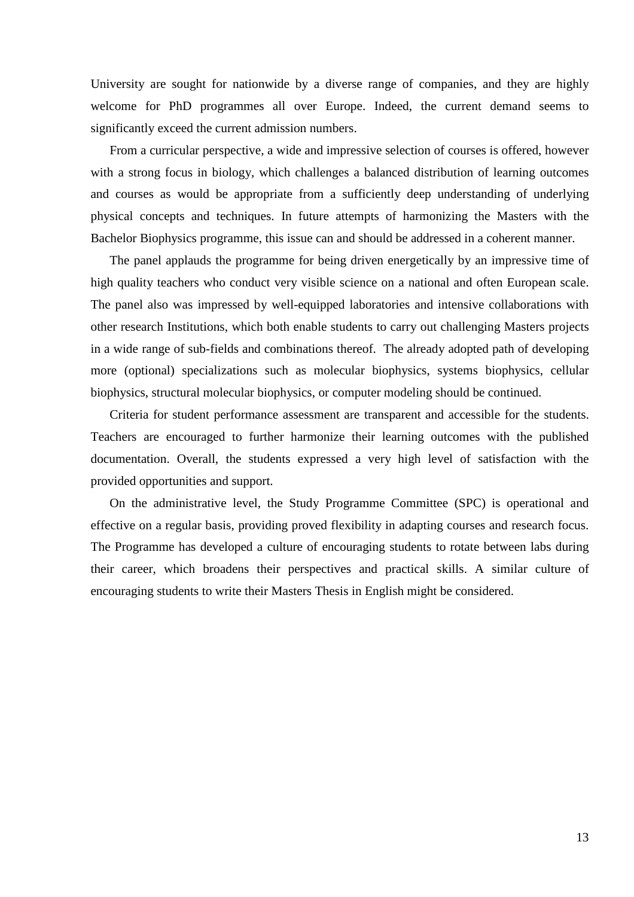University are sought for nationwide by a diverse range of companies, and they are highly welcome for PhD programmes all over Europe. Indeed, the current demand seems to significantly exceed the current admission numbers.

From a curricular perspective, a wide and impressive selection of courses is offered, however with a strong focus in biology, which challenges a balanced distribution of learning outcomes and courses as would be appropriate from a sufficiently deep understanding of underlying physical concepts and techniques. In future attempts of harmonizing the Masters with the Bachelor Biophysics programme, this issue can and should be addressed in a coherent manner.

The panel applauds the programme for being driven energetically by an impressive time of high quality teachers who conduct very visible science on a national and often European scale. The panel also was impressed by well-equipped laboratories and intensive collaborations with other research Institutions, which both enable students to carry out challenging Masters projects in a wide range of sub-fields and combinations thereof. The already adopted path of developing more (optional) specializations such as molecular biophysics, systems biophysics, cellular biophysics, structural molecular biophysics, or computer modeling should be continued.

Criteria for student performance assessment are transparent and accessible for the students. Teachers are encouraged to further harmonize their learning outcomes with the published documentation. Overall, the students expressed a very high level of satisfaction with the provided opportunities and support.

On the administrative level, the Study Programme Committee (SPC) is operational and effective on a regular basis, providing proved flexibility in adapting courses and research focus. The Programme has developed a culture of encouraging students to rotate between labs during their career, which broadens their perspectives and practical skills. A similar culture of encouraging students to write their Masters Thesis in English might be considered.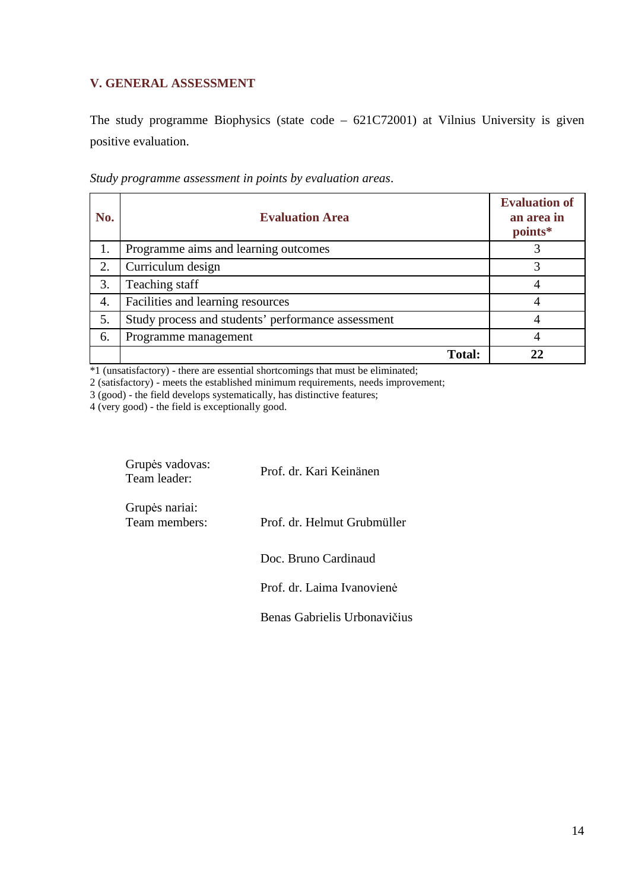## V. GENERAL ASSESSMENT

The study programme Biophysics (state code – 621C72001) at Vilnius University is given positive evaluation.

*Study programme assessment in points by evaluation areas*.

| No. | Evaluation Area | Evaluation of an area in points* |
|---|---|---|
| 1. | Programme aims and learning outcomes | 3 |
| 2. | Curriculum design | 3 |
| 3. | Teaching staff | 4 |
| 4. | Facilities and learning resources | 4 |
| 5. | Study process and students' performance assessment | 4 |
| 6. | Programme management | 4 |
| | **Total:** | **22** |

*1 (unsatisfactory) - there are essential shortcomings that must be eliminated;
2 (satisfactory) - meets the established minimum requirements, needs improvement;
3 (good) - the field develops systematically, has distinctive features;
4 (very good) - the field is exceptionally good.

| | |
|---|---|
| Grupės vadovas: Team leader: | Prof. dr. Kari Keinänen |
| Grupės nariai: Team members: | Prof. dr. Helmut Grubmüller |
| | Doc. Bruno Cardinaud |
| | Prof. dr. Laima Ivanovienė |
| | Benas Gabrielis Urbonavičius |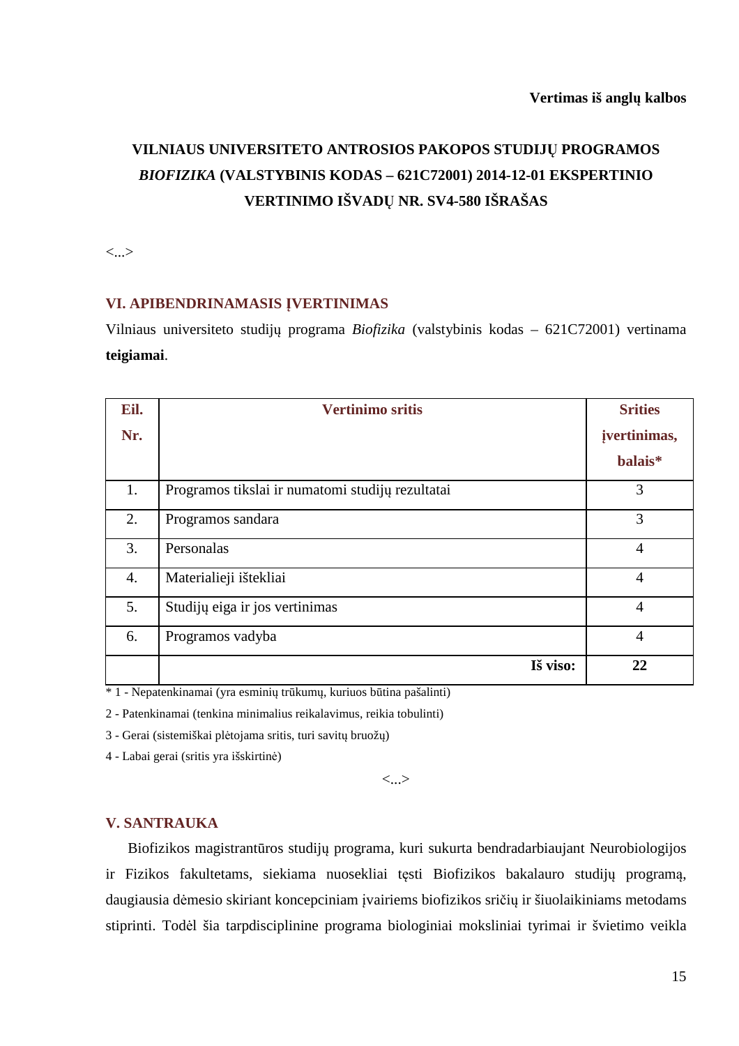**Vertimas iš anglų kalbos**

# VILNIAUS UNIVERSITETO ANTROSIOS PAKOPOS STUDIJŲ PROGRAMOS *BIOFIZIKA* (VALSTYBINIS KODAS – 621C72001) 2014-12-01 EKSPERTINIO VERTINIMO IŠVADŲ NR. SV4-580 IŠRAŠAS

<...>

## VI. APIBENDRINAMASIS ĮVERTINIMAS

Vilniaus universiteto studijų programa *Biofizika* (valstybinis kodas – 621C72001) vertinama **teigiamai**.

| Eil. Nr. | Vertinimo sritis | Srities įvertinimas, balais* |
|---|---|---|
| 1. | Programos tikslai ir numatomi studijų rezultatai | 3 |
| 2. | Programos sandara | 3 |
| 3. | Personalas | 4 |
| 4. | Materialieji ištekliai | 4 |
| 5. | Studijų eiga ir jos vertinimas | 4 |
| 6. | Programos vadyba | 4 |
| | **Iš viso:** | **22** |

* 1 - Nepatenkinamai (yra esminių trūkumų, kuriuos būtina pašalinti)

2 - Patenkinamai (tenkina minimalius reikalavimus, reikia tobulinti)

3 - Gerai (sistemiškai plėtojama sritis, turi savitų bruožų)

4 - Labai gerai (sritis yra išskirtinė)

<...>

## V. SANTRAUKA

Biofizikos magistrantūros studijų programa, kuri sukurta bendradarbiaujant Neurobiologijos ir Fizikos fakultetams, siekiama nuosekliai tęsti Biofizikos bakalauro studijų programą, daugiausia dėmesio skiriant koncepciniam įvairiems biofizikos sričių ir šiuolaikiniams metodams stiprinti. Todėl šia tarpdisciplininė programa biologiniai moksliniai tyrimai ir švietimo veikla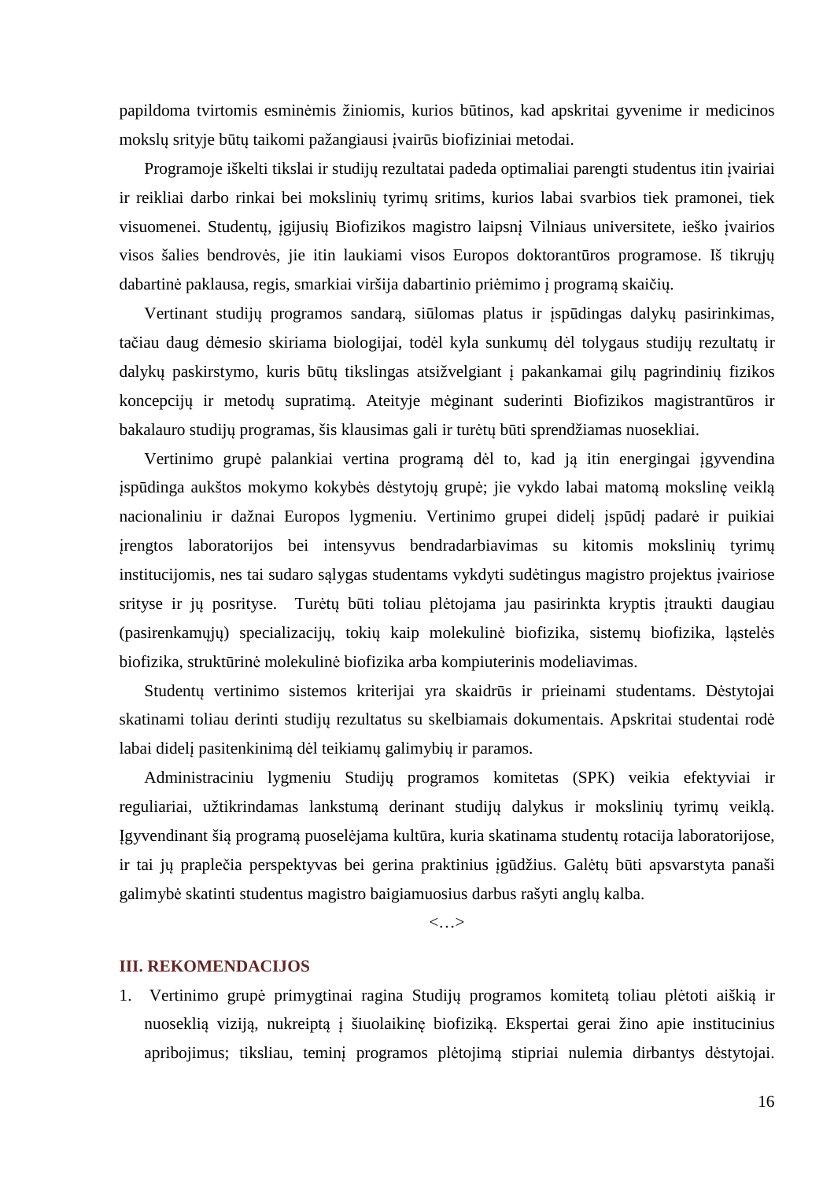papildoma tvirtomis esminėmis žiniomis, kurios būtinos, kad apskritai gyvenime ir medicinos mokslų srityje būtų taikomi pažangiausi įvairūs biofiziniai metodai.

Programoje iškelti tikslai ir studijų rezultatai padeda optimaliai parengti studentus itin įvairiai ir reikliai darbo rinkai bei mokslinių tyrimų sritims, kurios labai svarbios tiek pramonei, tiek visuomenei. Studentų, įgijusių Biofizikos magistro laipsnį Vilniaus universitete, ieško įvairios visos šalies bendrovės, jie itin laukiami visos Europos doktorantūros programose. Iš tikrųjų dabartinė paklausa, regis, smarkiai viršija dabartinio priėmimo į programą skaičių.

Vertinant studijų programos sandarą, siūlomas platus ir įspūdingas dalykų pasirinkimas, tačiau daug dėmesio skiriama biologijai, todėl kyla sunkumų dėl tolygaus studijų rezultatų ir dalykų paskirstymo, kuris būtų tikslingas atsižvelgiant į pakankamai gilų pagrindinių fizikos koncepcijų ir metodų supratimą. Ateityje mėginant suderinti Biofizikos magistrantūros ir bakalauro studijų programas, šis klausimas gali ir turėtų būti sprendžiamas nuosekliai.

Vertinimo grupė palankiai vertina programą dėl to, kad ją itin energingai įgyvendina įspūdinga aukštos mokymo kokybės dėstytojų grupė; jie vykdo labai matomą mokslinę veiklą nacionaliniu ir dažnai Europos lygmeniu. Vertinimo grupei didelį įspūdį padarė ir puikiai įrengtos laboratorijos bei intensyvus bendradarbiavimas su kitomis mokslinių tyrimų institucijomis, nes tai sudaro sąlygas studentams vykdyti sudėtingus magistro projektus įvairiose srityse ir jų posrityse. Turėtų būti toliau plėtojama jau pasirinkta kryptis įtraukti daugiau (pasirenkamųjų) specializacijų, tokių kaip molekulinė biofizika, sistemų biofizika, ląstelės biofizika, struktūrinė molekulinė biofizika arba kompiuterinis modeliavimas.

Studentų vertinimo sistemos kriterijai yra skaidrūs ir prieinami studentams. Dėstytojai skatinami toliau derinti studijų rezultatus su skelbiamais dokumentais. Apskritai studentai rodė labai didelį pasitenkinimą dėl teikiamų galimybių ir paramos.

Administraciniu lygmeniu Studijų programos komitetas (SPK) veikia efektyviai ir reguliariai, užtikrindamas lankstumą derinant studijų dalykus ir mokslinių tyrimų veiklą. Įgyvendinant šią programą puoselėjama kultūra, kuria skatinama studentų rotacija laboratorijose, ir tai jų praplečia perspektyvas bei gerina praktinius įgūdžius. Galėtų būti apsvarstyta panaši galimybė skatinti studentus magistro baigiamuosius darbus rašyti anglų kalba.

<…>

## III. REKOMENDACIJOS

1. Vertinimo grupė primygtinai ragina Studijų programos komitetą toliau plėtoti aiškią ir nuoseklią viziją, nukreiptą į šiuolaikinę biofiziką. Ekspertai gerai žino apie institucinius apribojimus; tiksliau, teminį programos plėtojimą stipriai nulemia dirbantys dėstytojai.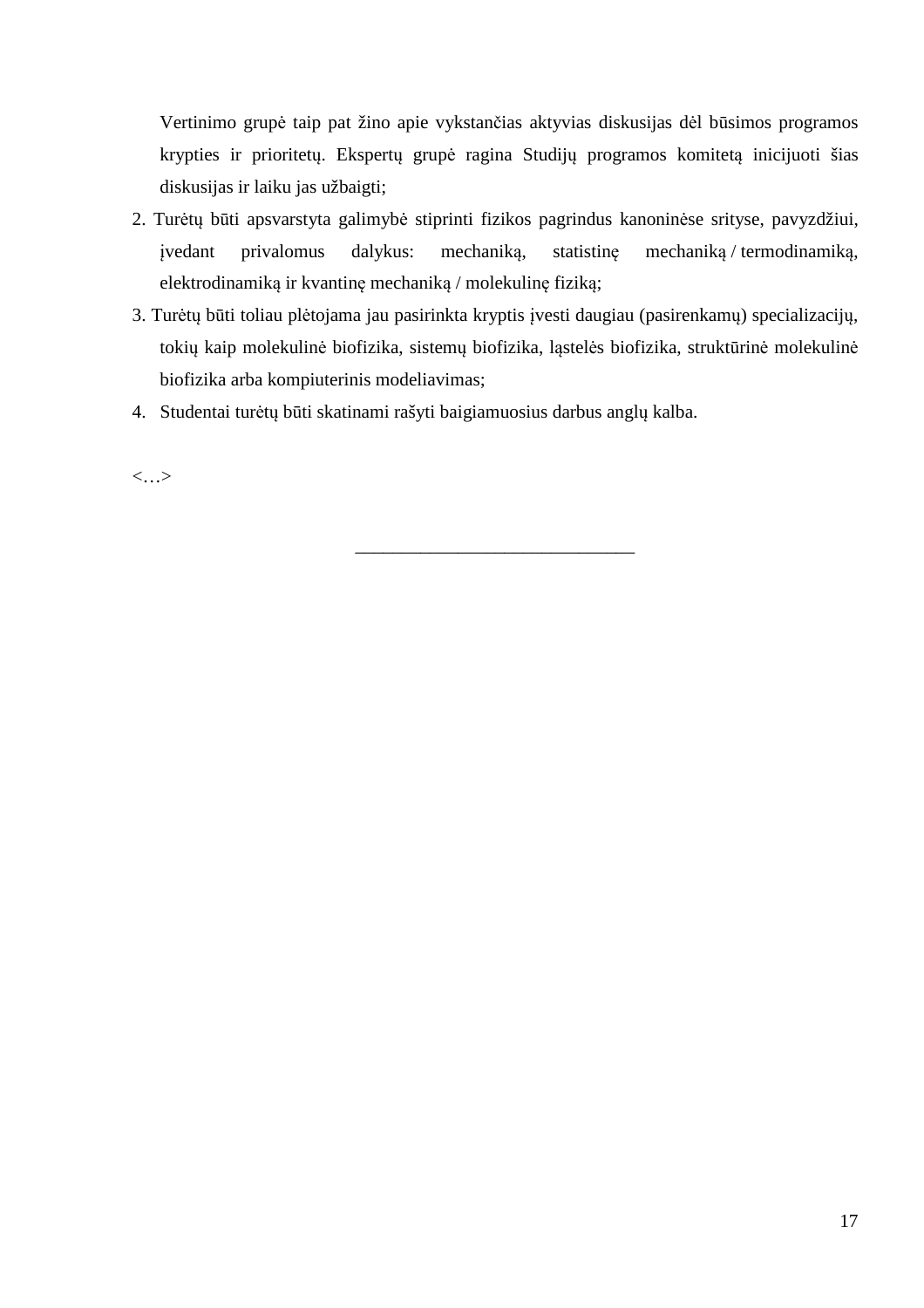Vertinimo grupė taip pat žino apie vykstančias aktyvias diskusijas dėl būsimos programos krypties ir prioritetų. Ekspertų grupė ragina Studijų programos komitetą inicijuoti šias diskusijas ir laiku jas užbaigti;

2. Turėtų būti apsvarstyta galimybė stiprinti fizikos pagrindus kanoninėse srityse, pavyzdžiui, įvedant privalomus dalykus: mechaniką, statistinę mechaniką / termodinamiką, elektrodinamiką ir kvantinę mechaniką / molekulinę fiziką;
3. Turėtų būti toliau plėtojama jau pasirinkta kryptis įvesti daugiau (pasirenkamų) specializacijų, tokių kaip molekulinė biofizika, sistemų biofizika, ląstelės biofizika, struktūrinė molekulinė biofizika arba kompiuterinis modeliavimas;
4. Studentai turėtų būti skatinami rašyti baigiamuosius darbus anglų kalba.

<…>

______________________________